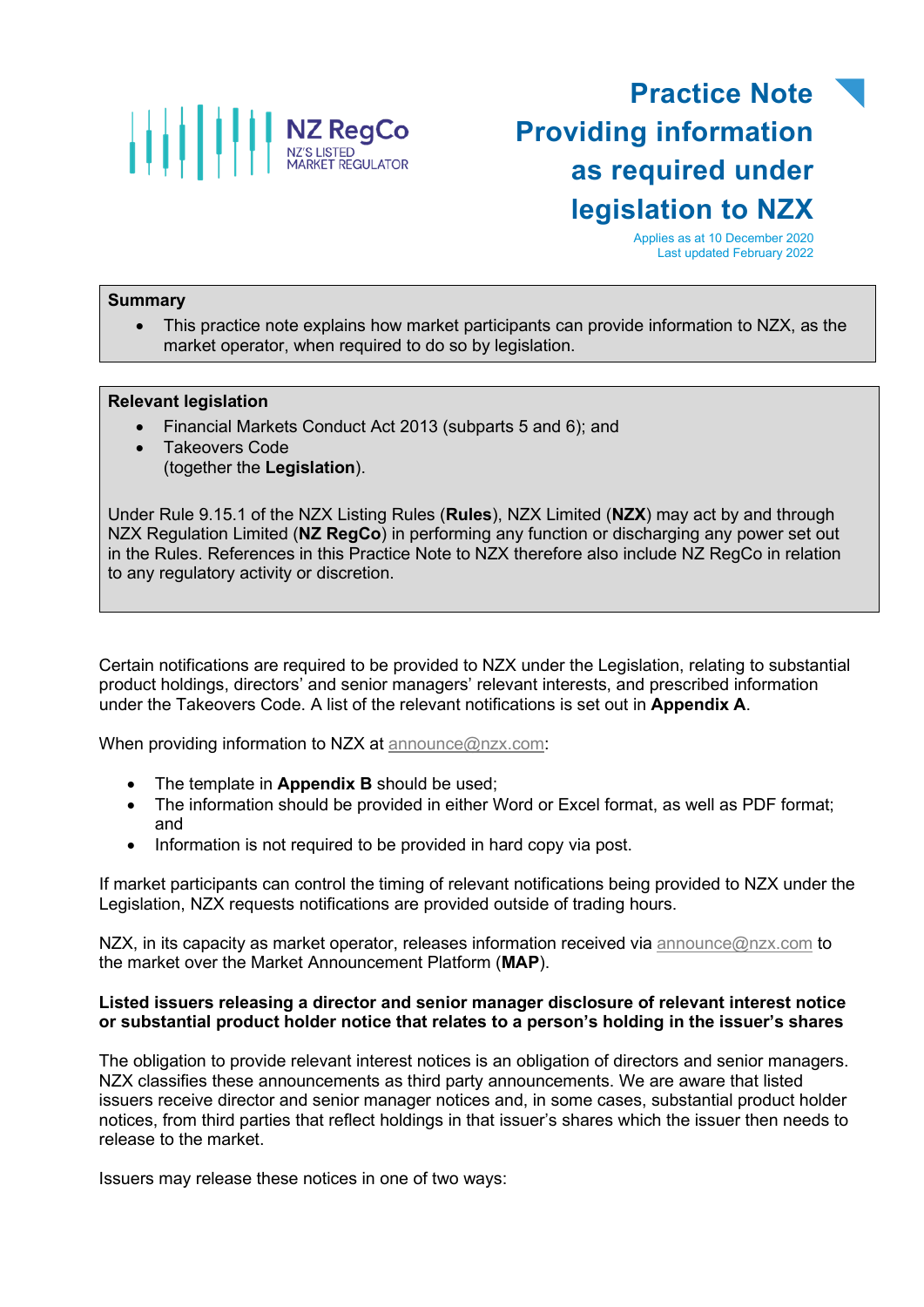NZ RegCo
NZ'S LISTED MARKET REGULATOR

# Practice Note Providing information as required under legislation to NZX

Applies as at 10 December 2020
Last updated February 2022

**Summary**

- This practice note explains how market participants can provide information to NZX, as the market operator, when required to do so by legislation.

**Relevant legislation**

- Financial Markets Conduct Act 2013 (subparts 5 and 6); and
- Takeovers Code
  (together the **Legislation**).

Under Rule 9.15.1 of the NZX Listing Rules (**Rules**), NZX Limited (**NZX**) may act by and through NZX Regulation Limited (**NZ RegCo**) in performing any function or discharging any power set out in the Rules. References in this Practice Note to NZX therefore also include NZ RegCo in relation to any regulatory activity or discretion.

Certain notifications are required to be provided to NZX under the Legislation, relating to substantial product holdings, directors' and senior managers' relevant interests, and prescribed information under the Takeovers Code. A list of the relevant notifications is set out in **Appendix A**.

When providing information to NZX at announce@nzx.com:

- The template in **Appendix B** should be used;
- The information should be provided in either Word or Excel format, as well as PDF format; and
- Information is not required to be provided in hard copy via post.

If market participants can control the timing of relevant notifications being provided to NZX under the Legislation, NZX requests notifications are provided outside of trading hours.

NZX, in its capacity as market operator, releases information received via announce@nzx.com to the market over the Market Announcement Platform (**MAP**).

**Listed issuers releasing a director and senior manager disclosure of relevant interest notice or substantial product holder notice that relates to a person's holding in the issuer's shares**

The obligation to provide relevant interest notices is an obligation of directors and senior managers. NZX classifies these announcements as third party announcements. We are aware that listed issuers receive director and senior manager notices and, in some cases, substantial product holder notices, from third parties that reflect holdings in that issuer's shares which the issuer then needs to release to the market.

Issuers may release these notices in one of two ways: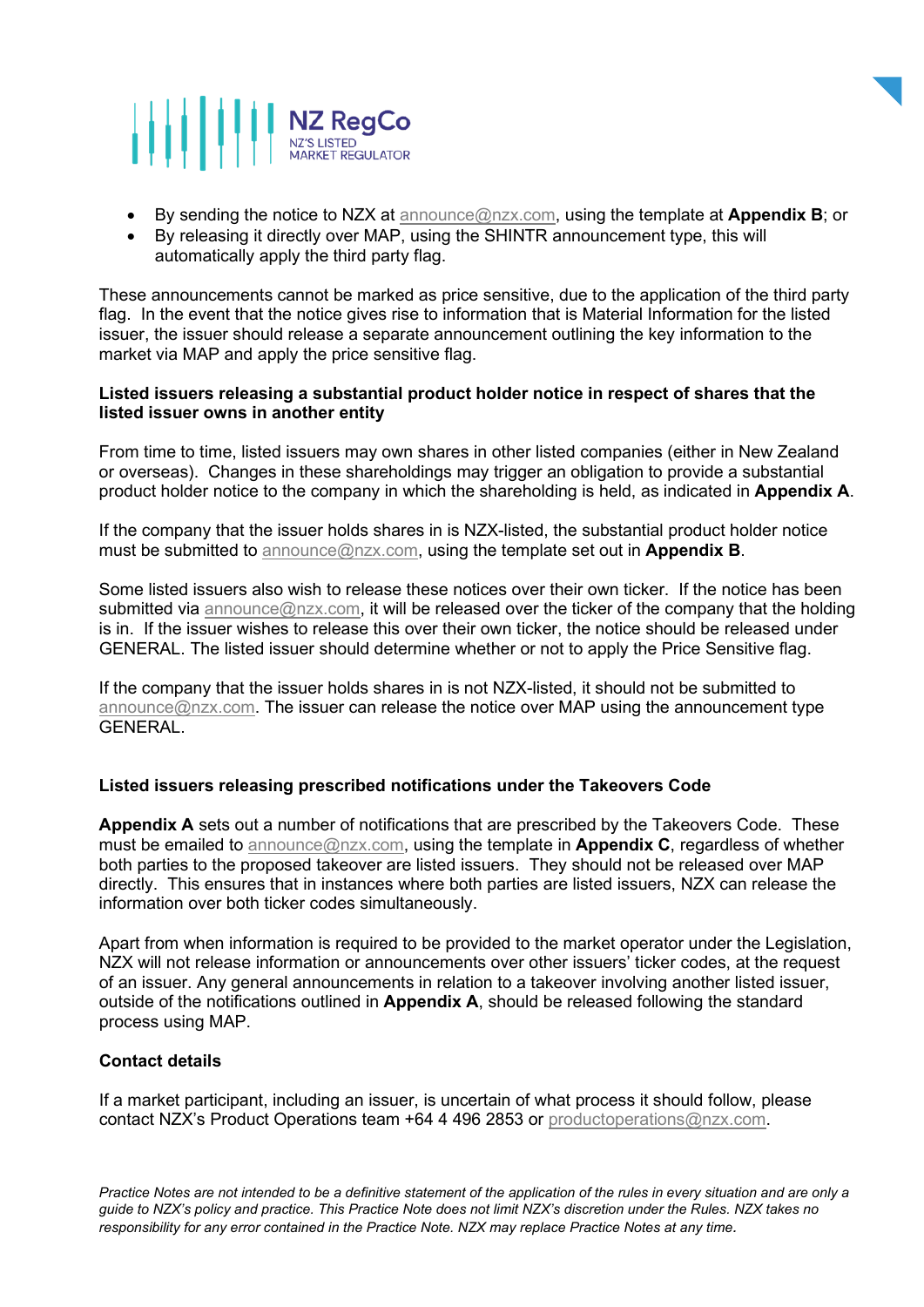- By sending the notice to NZX at announce@nzx.com, using the template at **Appendix B**; or
- By releasing it directly over MAP, using the SHINTR announcement type, this will automatically apply the third party flag.

These announcements cannot be marked as price sensitive, due to the application of the third party flag. In the event that the notice gives rise to information that is Material Information for the listed issuer, the issuer should release a separate announcement outlining the key information to the market via MAP and apply the price sensitive flag.

**Listed issuers releasing a substantial product holder notice in respect of shares that the listed issuer owns in another entity**

From time to time, listed issuers may own shares in other listed companies (either in New Zealand or overseas). Changes in these shareholdings may trigger an obligation to provide a substantial product holder notice to the company in which the shareholding is held, as indicated in **Appendix A**.

If the company that the issuer holds shares in is NZX-listed, the substantial product holder notice must be submitted to announce@nzx.com, using the template set out in **Appendix B**.

Some listed issuers also wish to release these notices over their own ticker. If the notice has been submitted via announce@nzx.com, it will be released over the ticker of the company that the holding is in. If the issuer wishes to release this over their own ticker, the notice should be released under GENERAL. The listed issuer should determine whether or not to apply the Price Sensitive flag.

If the company that the issuer holds shares in is not NZX-listed, it should not be submitted to announce@nzx.com. The issuer can release the notice over MAP using the announcement type GENERAL.

**Listed issuers releasing prescribed notifications under the Takeovers Code**

**Appendix A** sets out a number of notifications that are prescribed by the Takeovers Code. These must be emailed to announce@nzx.com, using the template in **Appendix C**, regardless of whether both parties to the proposed takeover are listed issuers. They should not be released over MAP directly. This ensures that in instances where both parties are listed issuers, NZX can release the information over both ticker codes simultaneously.

Apart from when information is required to be provided to the market operator under the Legislation, NZX will not release information or announcements over other issuers' ticker codes, at the request of an issuer. Any general announcements in relation to a takeover involving another listed issuer, outside of the notifications outlined in **Appendix A**, should be released following the standard process using MAP.

**Contact details**

If a market participant, including an issuer, is uncertain of what process it should follow, please contact NZX's Product Operations team +64 4 496 2853 or productoperations@nzx.com.

*Practice Notes are not intended to be a definitive statement of the application of the rules in every situation and are only a guide to NZX's policy and practice. This Practice Note does not limit NZX's discretion under the Rules. NZX takes no responsibility for any error contained in the Practice Note. NZX may replace Practice Notes at any time.*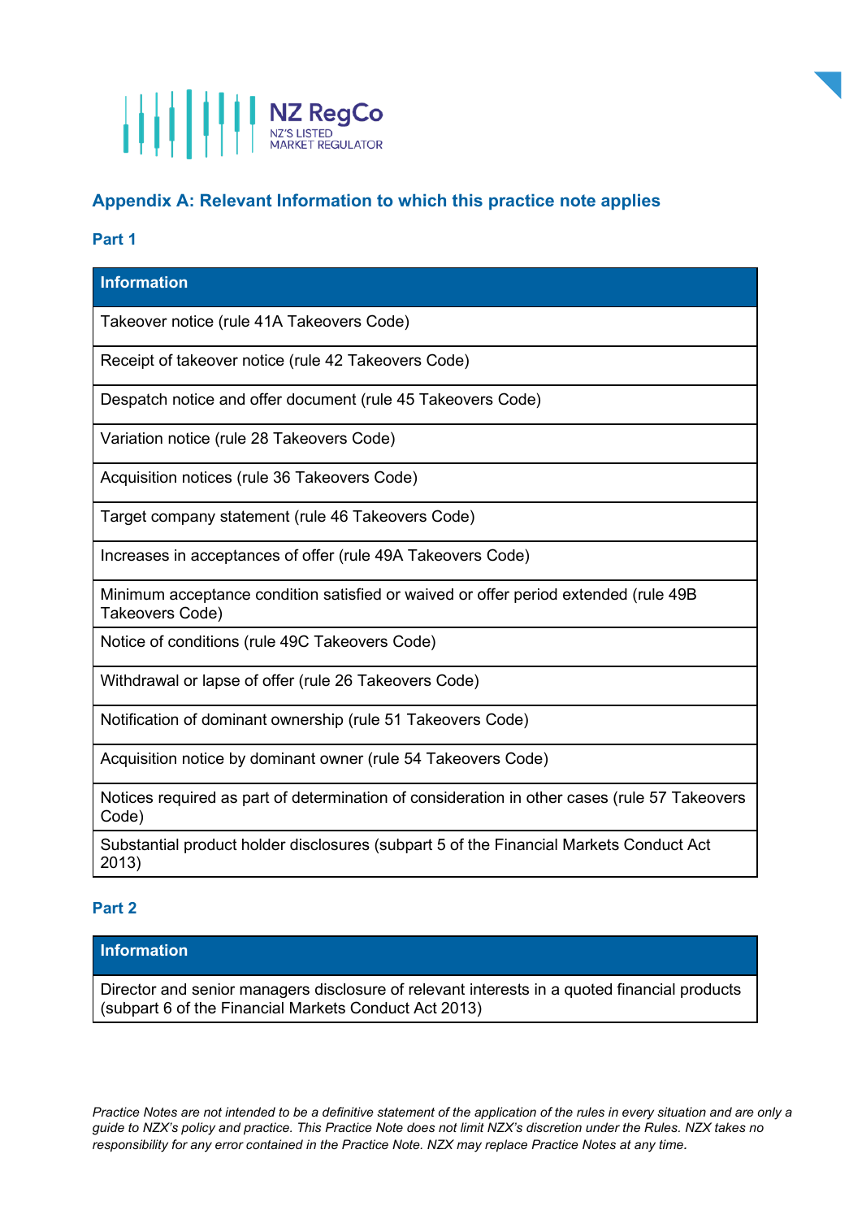## Appendix A: Relevant Information to which this practice note applies

### Part 1

| Information |
|---|
| Takeover notice (rule 41A Takeovers Code) |
| Receipt of takeover notice (rule 42 Takeovers Code) |
| Despatch notice and offer document (rule 45 Takeovers Code) |
| Variation notice (rule 28 Takeovers Code) |
| Acquisition notices (rule 36 Takeovers Code) |
| Target company statement (rule 46 Takeovers Code) |
| Increases in acceptances of offer (rule 49A Takeovers Code) |
| Minimum acceptance condition satisfied or waived or offer period extended (rule 49B Takeovers Code) |
| Notice of conditions (rule 49C Takeovers Code) |
| Withdrawal or lapse of offer (rule 26 Takeovers Code) |
| Notification of dominant ownership (rule 51 Takeovers Code) |
| Acquisition notice by dominant owner (rule 54 Takeovers Code) |
| Notices required as part of determination of consideration in other cases (rule 57 Takeovers Code) |
| Substantial product holder disclosures (subpart 5 of the Financial Markets Conduct Act 2013) |

### Part 2

| Information |
|---|
| Director and senior managers disclosure of relevant interests in a quoted financial products (subpart 6 of the Financial Markets Conduct Act 2013) |

*Practice Notes are not intended to be a definitive statement of the application of the rules in every situation and are only a guide to NZX's policy and practice. This Practice Note does not limit NZX's discretion under the Rules. NZX takes no responsibility for any error contained in the Practice Note. NZX may replace Practice Notes at any time.*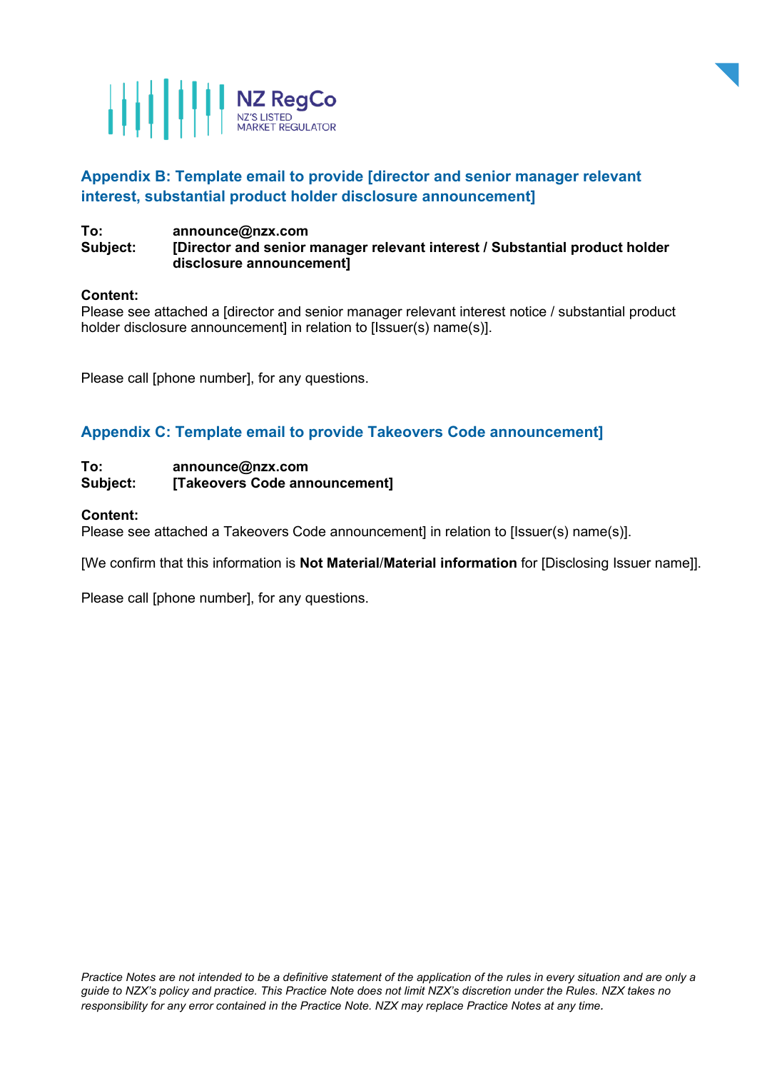## Appendix B: Template email to provide [director and senior manager relevant interest, substantial product holder disclosure announcement]

**To:** **announce@nzx.com**
**Subject:** **[Director and senior manager relevant interest / Substantial product holder disclosure announcement]**

**Content:**
Please see attached a [director and senior manager relevant interest notice / substantial product holder disclosure announcement] in relation to [Issuer(s) name(s)].

Please call [phone number], for any questions.

## Appendix C: Template email to provide Takeovers Code announcement]

**To:** **announce@nzx.com**
**Subject:** **[Takeovers Code announcement]**

**Content:**
Please see attached a Takeovers Code announcement] in relation to [Issuer(s) name(s)].

[We confirm that this information is **Not Material**/**Material information** for [Disclosing Issuer name]].

Please call [phone number], for any questions.

*Practice Notes are not intended to be a definitive statement of the application of the rules in every situation and are only a guide to NZX's policy and practice. This Practice Note does not limit NZX's discretion under the Rules. NZX takes no responsibility for any error contained in the Practice Note. NZX may replace Practice Notes at any time.*